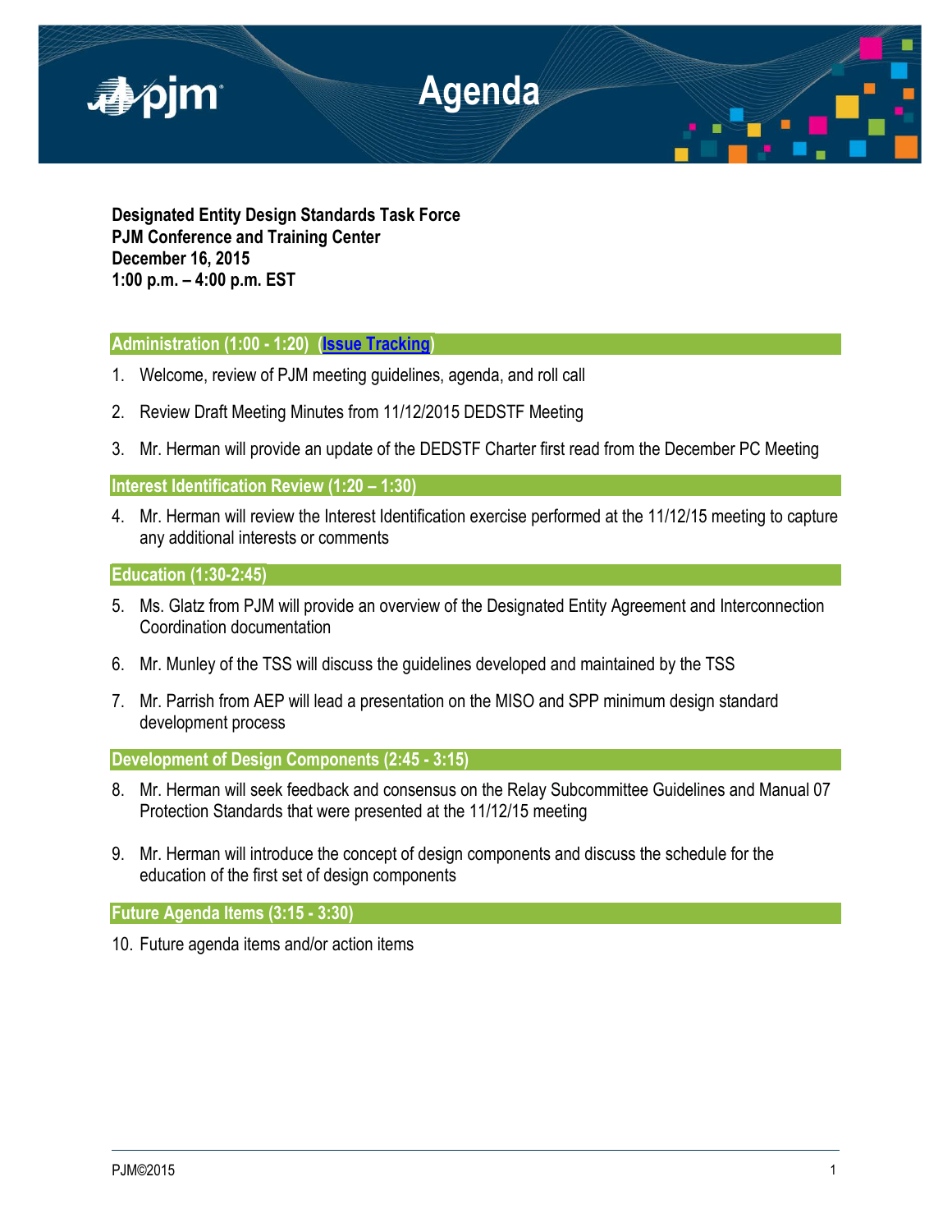# Agenda

**Designated Entity Design Standards Task Force**
**PJM Conference and Training Center**
**December 16, 2015**
**1:00 p.m. – 4:00 p.m. EST**

## Administration (1:00 - 1:20) (Issue Tracking)

1. Welcome, review of PJM meeting guidelines, agenda, and roll call
2. Review Draft Meeting Minutes from 11/12/2015 DEDSTF Meeting
3. Mr. Herman will provide an update of the DEDSTF Charter first read from the December PC Meeting

## Interest Identification Review (1:20 – 1:30)

4. Mr. Herman will review the Interest Identification exercise performed at the 11/12/15 meeting to capture any additional interests or comments

## Education (1:30-2:45)

5. Ms. Glatz from PJM will provide an overview of the Designated Entity Agreement and Interconnection Coordination documentation
6. Mr. Munley of the TSS will discuss the guidelines developed and maintained by the TSS
7. Mr. Parrish from AEP will lead a presentation on the MISO and SPP minimum design standard development process

## Development of Design Components (2:45 - 3:15)

8. Mr. Herman will seek feedback and consensus on the Relay Subcommittee Guidelines and Manual 07 Protection Standards that were presented at the 11/12/15 meeting
9. Mr. Herman will introduce the concept of design components and discuss the schedule for the education of the first set of design components

## Future Agenda Items (3:15 - 3:30)

10. Future agenda items and/or action items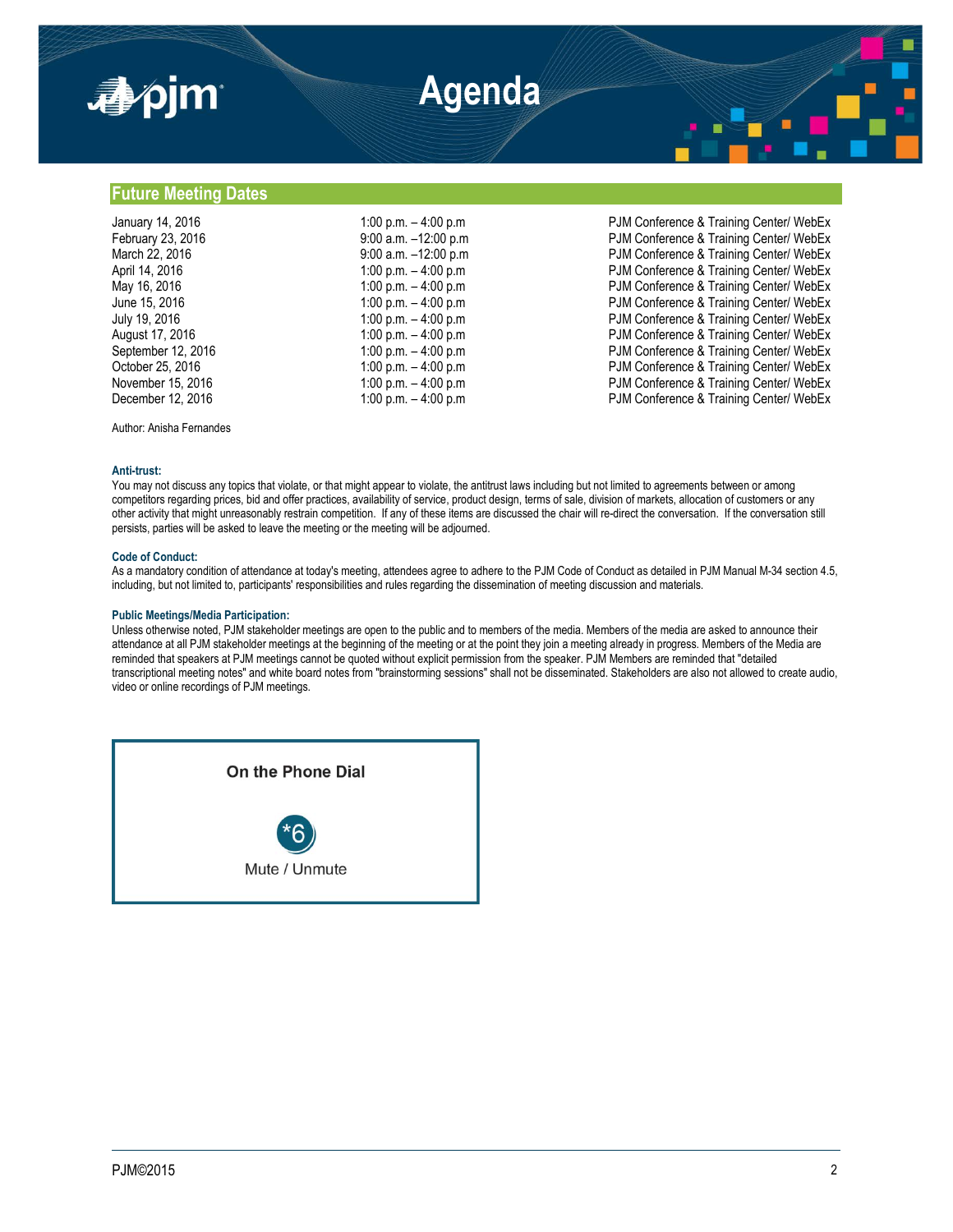# Agenda

## Future Meeting Dates

| | | |
|---|---|---|
| January 14, 2016 | 1:00 p.m. – 4:00 p.m | PJM Conference & Training Center/ WebEx |
| February 23, 2016 | 9:00 a.m. –12:00 p.m | PJM Conference & Training Center/ WebEx |
| March 22, 2016 | 9:00 a.m. –12:00 p.m | PJM Conference & Training Center/ WebEx |
| April 14, 2016 | 1:00 p.m. – 4:00 p.m | PJM Conference & Training Center/ WebEx |
| May 16, 2016 | 1:00 p.m. – 4:00 p.m | PJM Conference & Training Center/ WebEx |
| June 15, 2016 | 1:00 p.m. – 4:00 p.m | PJM Conference & Training Center/ WebEx |
| July 19, 2016 | 1:00 p.m. – 4:00 p.m | PJM Conference & Training Center/ WebEx |
| August 17, 2016 | 1:00 p.m. – 4:00 p.m | PJM Conference & Training Center/ WebEx |
| September 12, 2016 | 1:00 p.m. – 4:00 p.m | PJM Conference & Training Center/ WebEx |
| October 25, 2016 | 1:00 p.m. – 4:00 p.m | PJM Conference & Training Center/ WebEx |
| November 15, 2016 | 1:00 p.m. – 4:00 p.m | PJM Conference & Training Center/ WebEx |
| December 12, 2016 | 1:00 p.m. – 4:00 p.m | PJM Conference & Training Center/ WebEx |

Author: Anisha Fernandes

**Anti-trust:**

You may not discuss any topics that violate, or that might appear to violate, the antitrust laws including but not limited to agreements between or among competitors regarding prices, bid and offer practices, availability of service, product design, terms of sale, division of markets, allocation of customers or any other activity that might unreasonably restrain competition. If any of these items are discussed the chair will re-direct the conversation. If the conversation still persists, parties will be asked to leave the meeting or the meeting will be adjourned.

**Code of Conduct:**

As a mandatory condition of attendance at today's meeting, attendees agree to adhere to the PJM Code of Conduct as detailed in PJM Manual M-34 section 4.5, including, but not limited to, participants' responsibilities and rules regarding the dissemination of meeting discussion and materials.

**Public Meetings/Media Participation:**

Unless otherwise noted, PJM stakeholder meetings are open to the public and to members of the media. Members of the media are asked to announce their attendance at all PJM stakeholder meetings at the beginning of the meeting or at the point they join a meeting already in progress. Members of the Media are reminded that speakers at PJM meetings cannot be quoted without explicit permission from the speaker. PJM Members are reminded that "detailed transcriptional meeting notes" and white board notes from "brainstorming sessions" shall not be disseminated. Stakeholders are also not allowed to create audio, video or online recordings of PJM meetings.

**On the Phone Dial**

*6

Mute / Unmute